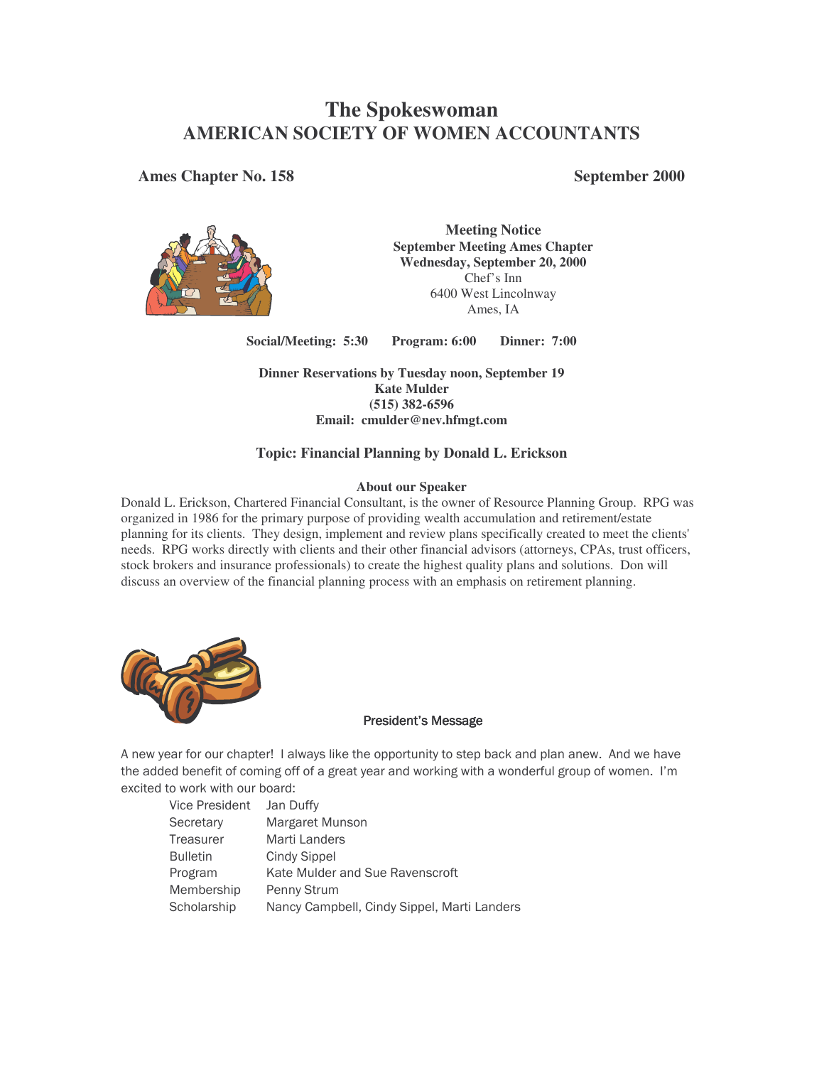# The Spokeswoman
## AMERICAN SOCIETY OF WOMEN ACCOUNTANTS

**Ames Chapter No. 158** **September 2000**

**Meeting Notice**
**September Meeting Ames Chapter**
**Wednesday, September 20, 2000**
Chef's Inn
6400 West Lincolnway
Ames, IA

**Social/Meeting: 5:30 Program: 6:00 Dinner: 7:00**

**Dinner Reservations by Tuesday noon, September 19**
**Kate Mulder**
**(515) 382-6596**
**Email: cmulder@nev.hfmgt.com**

### Topic: Financial Planning by Donald L. Erickson

**About our Speaker**

Donald L. Erickson, Chartered Financial Consultant, is the owner of Resource Planning Group. RPG was organized in 1986 for the primary purpose of providing wealth accumulation and retirement/estate planning for its clients. They design, implement and review plans specifically created to meet the clients' needs. RPG works directly with clients and their other financial advisors (attorneys, CPAs, trust officers, stock brokers and insurance professionals) to create the highest quality plans and solutions. Don will discuss an overview of the financial planning process with an emphasis on retirement planning.

### President's Message

A new year for our chapter! I always like the opportunity to step back and plan anew. And we have the added benefit of coming off of a great year and working with a wonderful group of women. I'm excited to work with our board:

| | |
|---|---|
| Vice President | Jan Duffy |
| Secretary | Margaret Munson |
| Treasurer | Marti Landers |
| Bulletin | Cindy Sippel |
| Program | Kate Mulder and Sue Ravenscroft |
| Membership | Penny Strum |
| Scholarship | Nancy Campbell, Cindy Sippel, Marti Landers |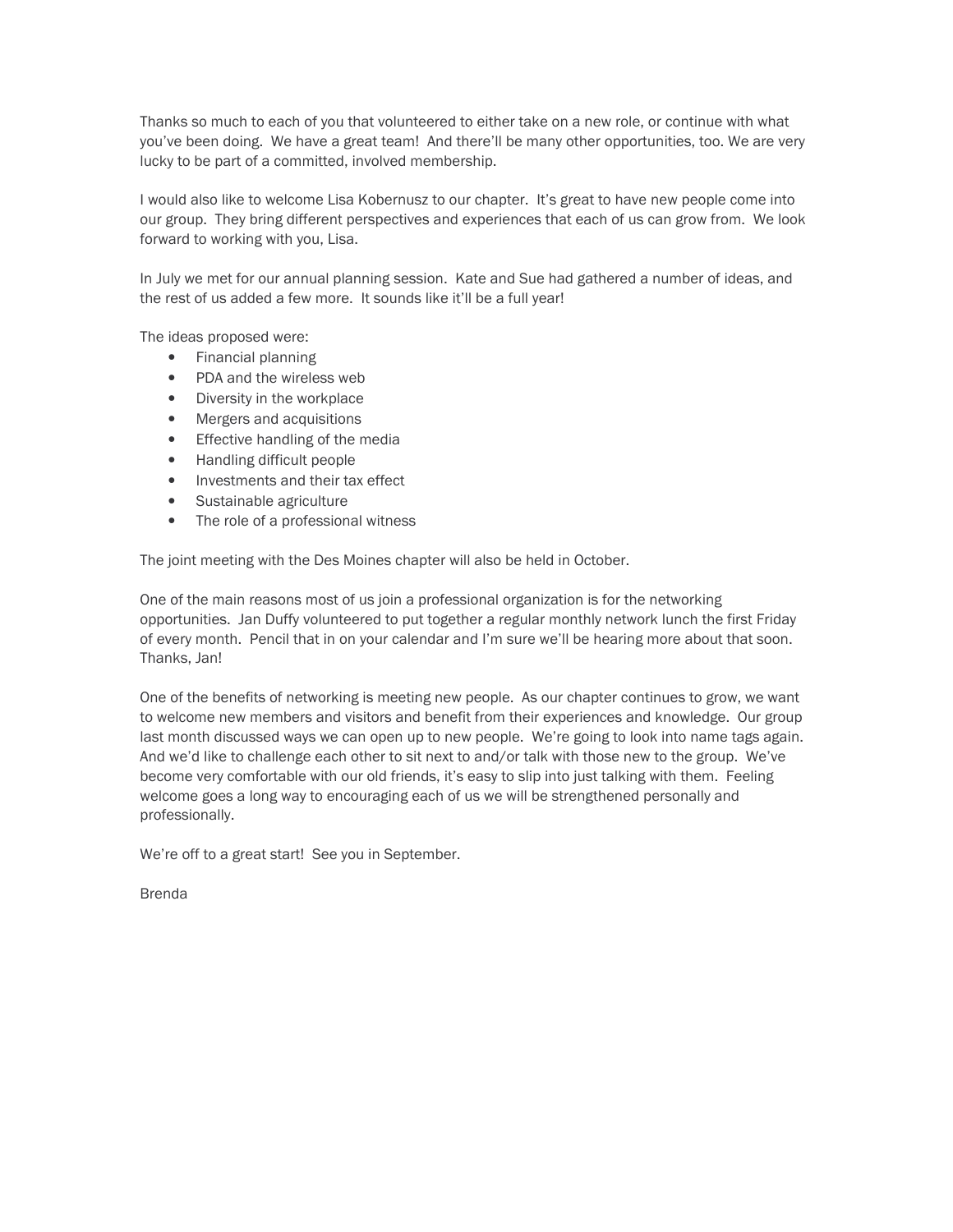Thanks so much to each of you that volunteered to either take on a new role, or continue with what you've been doing. We have a great team! And there'll be many other opportunities, too. We are very lucky to be part of a committed, involved membership.

I would also like to welcome Lisa Kobernusz to our chapter. It's great to have new people come into our group. They bring different perspectives and experiences that each of us can grow from. We look forward to working with you, Lisa.

In July we met for our annual planning session. Kate and Sue had gathered a number of ideas, and the rest of us added a few more. It sounds like it'll be a full year!

The ideas proposed were:

- Financial planning
- PDA and the wireless web
- Diversity in the workplace
- Mergers and acquisitions
- Effective handling of the media
- Handling difficult people
- Investments and their tax effect
- Sustainable agriculture
- The role of a professional witness

The joint meeting with the Des Moines chapter will also be held in October.

One of the main reasons most of us join a professional organization is for the networking opportunities. Jan Duffy volunteered to put together a regular monthly network lunch the first Friday of every month. Pencil that in on your calendar and I'm sure we'll be hearing more about that soon. Thanks, Jan!

One of the benefits of networking is meeting new people. As our chapter continues to grow, we want to welcome new members and visitors and benefit from their experiences and knowledge. Our group last month discussed ways we can open up to new people. We're going to look into name tags again. And we'd like to challenge each other to sit next to and/or talk with those new to the group. We've become very comfortable with our old friends, it's easy to slip into just talking with them. Feeling welcome goes a long way to encouraging each of us we will be strengthened personally and professionally.

We're off to a great start! See you in September.

Brenda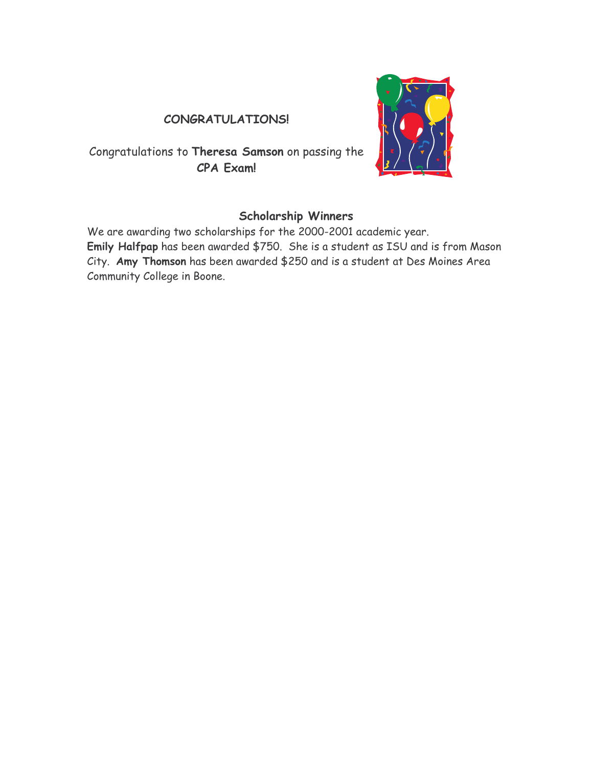**CONGRATULATIONS!**

Congratulations to **Theresa Samson** on passing the **CPA Exam!**

**Scholarship Winners**

We are awarding two scholarships for the 2000-2001 academic year. **Emily Halfpap** has been awarded $750. She is a student as ISU and is from Mason City. **Amy Thomson** has been awarded $250 and is a student at Des Moines Area Community College in Boone.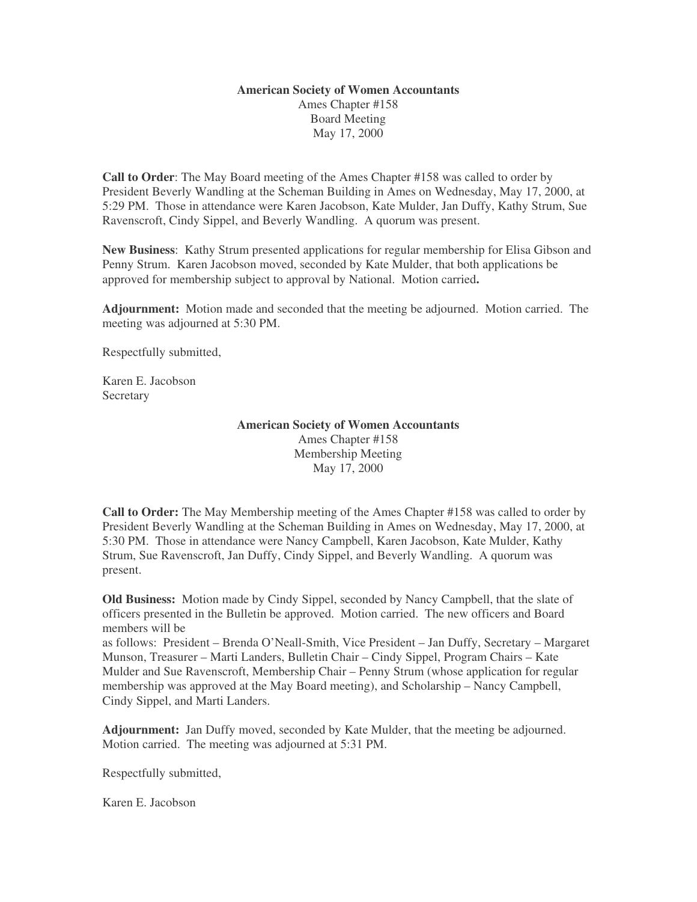**American Society of Women Accountants**
Ames Chapter #158
Board Meeting
May 17, 2000

**Call to Order**: The May Board meeting of the Ames Chapter #158 was called to order by President Beverly Wandling at the Scheman Building in Ames on Wednesday, May 17, 2000, at 5:29 PM. Those in attendance were Karen Jacobson, Kate Mulder, Jan Duffy, Kathy Strum, Sue Ravenscroft, Cindy Sippel, and Beverly Wandling. A quorum was present.

**New Business**: Kathy Strum presented applications for regular membership for Elisa Gibson and Penny Strum. Karen Jacobson moved, seconded by Kate Mulder, that both applications be approved for membership subject to approval by National. Motion carried**.**

**Adjournment:** Motion made and seconded that the meeting be adjourned. Motion carried. The meeting was adjourned at 5:30 PM.

Respectfully submitted,

Karen E. Jacobson
Secretary

**American Society of Women Accountants**
Ames Chapter #158
Membership Meeting
May 17, 2000

**Call to Order:** The May Membership meeting of the Ames Chapter #158 was called to order by President Beverly Wandling at the Scheman Building in Ames on Wednesday, May 17, 2000, at 5:30 PM. Those in attendance were Nancy Campbell, Karen Jacobson, Kate Mulder, Kathy Strum, Sue Ravenscroft, Jan Duffy, Cindy Sippel, and Beverly Wandling. A quorum was present.

**Old Business:** Motion made by Cindy Sippel, seconded by Nancy Campbell, that the slate of officers presented in the Bulletin be approved. Motion carried. The new officers and Board members will be
as follows: President – Brenda O'Neall-Smith, Vice President – Jan Duffy, Secretary – Margaret Munson, Treasurer – Marti Landers, Bulletin Chair – Cindy Sippel, Program Chairs – Kate Mulder and Sue Ravenscroft, Membership Chair – Penny Strum (whose application for regular membership was approved at the May Board meeting), and Scholarship – Nancy Campbell, Cindy Sippel, and Marti Landers.

**Adjournment:** Jan Duffy moved, seconded by Kate Mulder, that the meeting be adjourned. Motion carried. The meeting was adjourned at 5:31 PM.

Respectfully submitted,

Karen E. Jacobson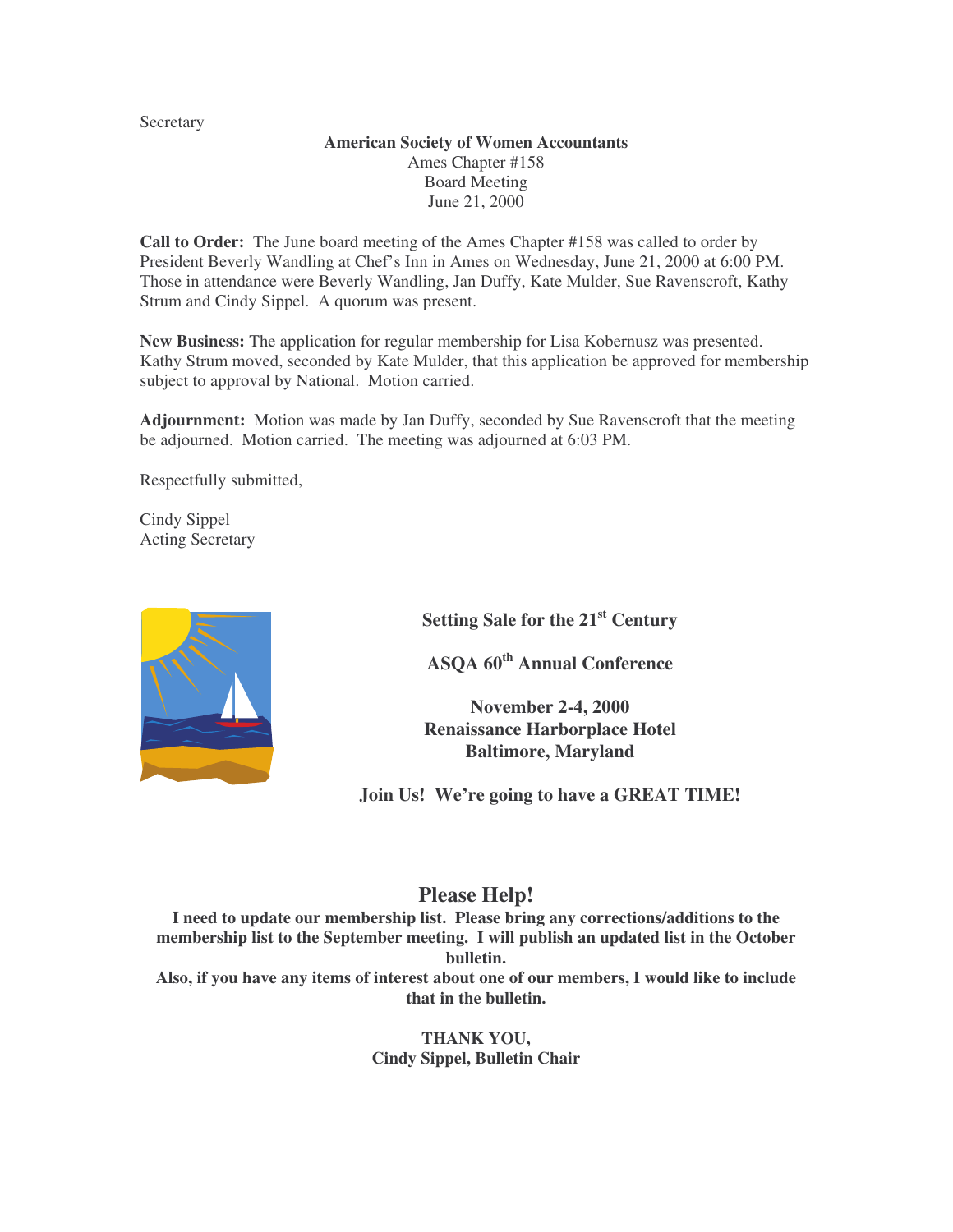Secretary

**American Society of Women Accountants**
Ames Chapter #158
Board Meeting
June 21, 2000

**Call to Order:** The June board meeting of the Ames Chapter #158 was called to order by President Beverly Wandling at Chef's Inn in Ames on Wednesday, June 21, 2000 at 6:00 PM. Those in attendance were Beverly Wandling, Jan Duffy, Kate Mulder, Sue Ravenscroft, Kathy Strum and Cindy Sippel. A quorum was present.

**New Business:** The application for regular membership for Lisa Kobernusz was presented. Kathy Strum moved, seconded by Kate Mulder, that this application be approved for membership subject to approval by National. Motion carried.

**Adjournment:** Motion was made by Jan Duffy, seconded by Sue Ravenscroft that the meeting be adjourned. Motion carried. The meeting was adjourned at 6:03 PM.

Respectfully submitted,

Cindy Sippel
Acting Secretary

**Setting Sale for the 21st Century**

**ASQA 60th Annual Conference**

**November 2-4, 2000**
**Renaissance Harborplace Hotel**
**Baltimore, Maryland**

**Join Us! We're going to have a GREAT TIME!**

## Please Help!

**I need to update our membership list. Please bring any corrections/additions to the membership list to the September meeting. I will publish an updated list in the October bulletin.**
**Also, if you have any items of interest about one of our members, I would like to include that in the bulletin.**

**THANK YOU,**
**Cindy Sippel, Bulletin Chair**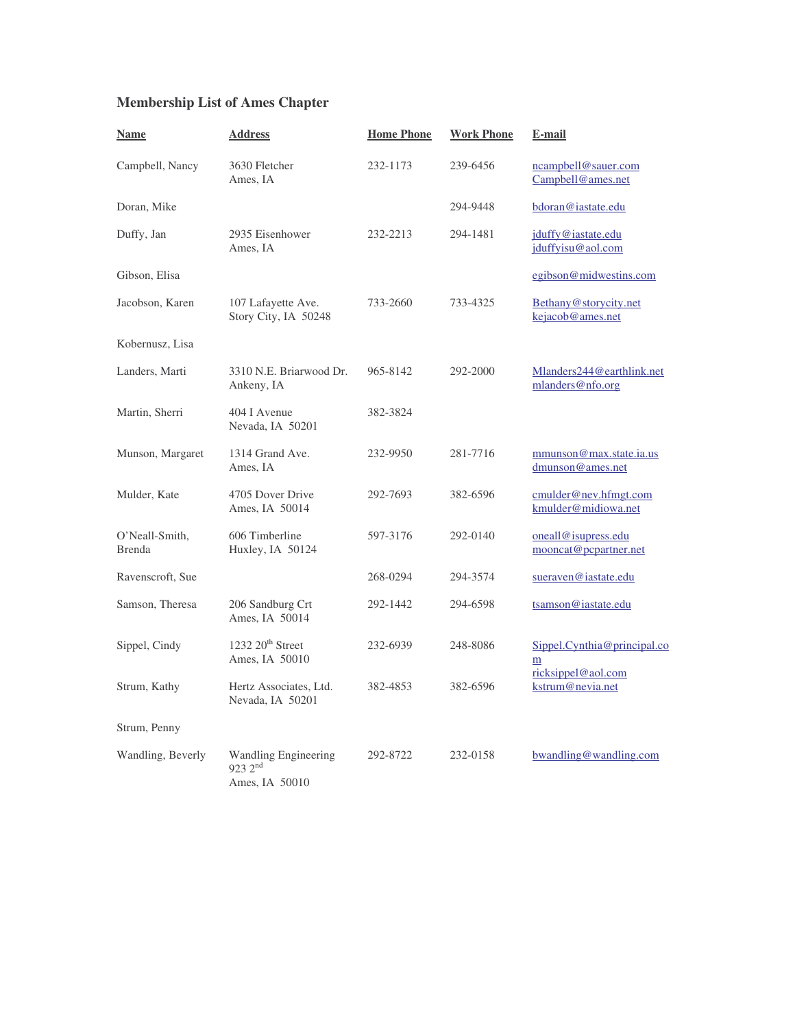**Membership List of Ames Chapter**

| Name | Address | Home Phone | Work Phone | E-mail |
|---|---|---|---|---|
| Campbell, Nancy | 3630 Fletcher Ames, IA | 232-1173 | 239-6456 | ncampbell@sauer.com Campbell@ames.net |
| Doran, Mike | | | 294-9448 | bdoran@iastate.edu |
| Duffy, Jan | 2935 Eisenhower Ames, IA | 232-2213 | 294-1481 | jduffy@iastate.edu jduffyisu@aol.com |
| Gibson, Elisa | | | | egibson@midwestins.com |
| Jacobson, Karen | 107 Lafayette Ave. Story City, IA 50248 | 733-2660 | 733-4325 | Bethany@storycity.net kejacob@ames.net |
| Kobernusz, Lisa | | | | |
| Landers, Marti | 3310 N.E. Briarwood Dr. Ankeny, IA | 965-8142 | 292-2000 | Mlanders244@earthlink.net mlanders@nfo.org |
| Martin, Sherri | 404 I Avenue Nevada, IA 50201 | 382-3824 | | |
| Munson, Margaret | 1314 Grand Ave. Ames, IA | 232-9950 | 281-7716 | mmunson@max.state.ia.us dmunson@ames.net |
| Mulder, Kate | 4705 Dover Drive Ames, IA 50014 | 292-7693 | 382-6596 | cmulder@nev.hfmgt.com kmulder@midiowa.net |
| O'Neall-Smith, Brenda | 606 Timberline Huxley, IA 50124 | 597-3176 | 292-0140 | oneall@isupress.edu mooncat@pcpartner.net |
| Ravenscroft, Sue | | 268-0294 | 294-3574 | sueraven@iastate.edu |
| Samson, Theresa | 206 Sandburg Crt Ames, IA 50014 | 292-1442 | 294-6598 | tsamson@iastate.edu |
| Sippel, Cindy | 1232 20th Street Ames, IA 50010 | 232-6939 | 248-8086 | Sippel.Cynthia@principal.com ricksippel@aol.com |
| Strum, Kathy | Hertz Associates, Ltd. Nevada, IA 50201 | 382-4853 | 382-6596 | kstrum@nevia.net |
| Strum, Penny | | | | |
| Wandling, Beverly | Wandling Engineering 923 2nd Ames, IA 50010 | 292-8722 | 232-0158 | bwandling@wandling.com |